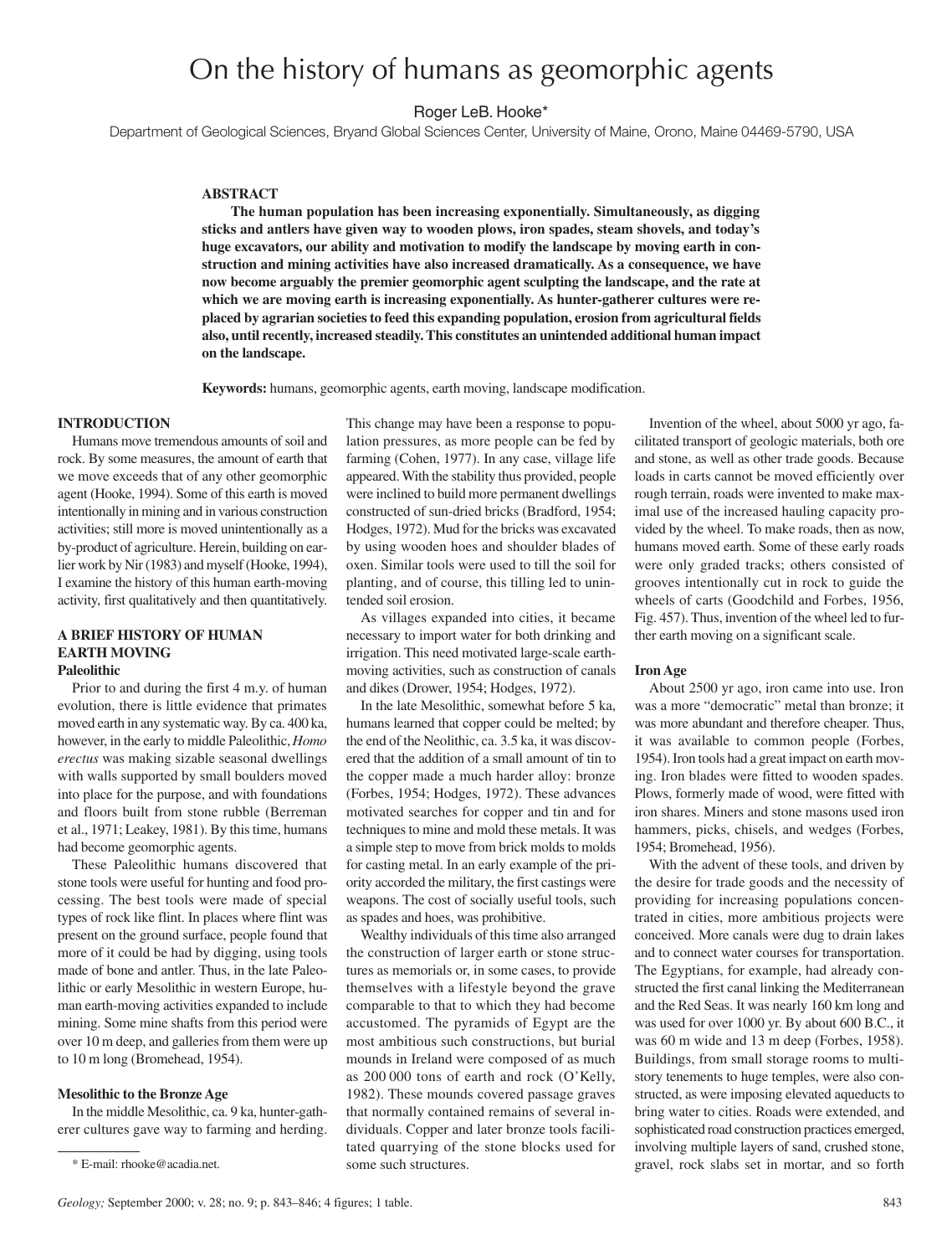# On the history of humans as geomorphic agents

Roger LeB. Hooke*

Department of Geological Sciences, Bryand Global Sciences Center, University of Maine, Orono, Maine 04469-5790, USA

## ABSTRACT

**The human population has been increasing exponentially. Simultaneously, as digging sticks and antlers have given way to wooden plows, iron spades, steam shovels, and today's huge excavators, our ability and motivation to modify the landscape by moving earth in construction and mining activities have also increased dramatically. As a consequence, we have now become arguably the premier geomorphic agent sculpting the landscape, and the rate at which we are moving earth is increasing exponentially. As hunter-gatherer cultures were replaced by agrarian societies to feed this expanding population, erosion from agricultural fields also, until recently, increased steadily. This constitutes an unintended additional human impact on the landscape.**

**Keywords:** humans, geomorphic agents, earth moving, landscape modification.

## INTRODUCTION

Humans move tremendous amounts of soil and rock. By some measures, the amount of earth that we move exceeds that of any other geomorphic agent (Hooke, 1994). Some of this earth is moved intentionally in mining and in various construction activities; still more is moved unintentionally as a by-product of agriculture. Herein, building on earlier work by Nir (1983) and myself (Hooke, 1994), I examine the history of this human earth-moving activity, first qualitatively and then quantitatively.

## A BRIEF HISTORY OF HUMAN EARTH MOVING

### Paleolithic

Prior to and during the first 4 m.y. of human evolution, there is little evidence that primates moved earth in any systematic way. By ca. 400 ka, however, in the early to middle Paleolithic, *Homo erectus* was making sizable seasonal dwellings with walls supported by small boulders moved into place for the purpose, and with foundations and floors built from stone rubble (Berreman et al., 1971; Leakey, 1981). By this time, humans had become geomorphic agents.

These Paleolithic humans discovered that stone tools were useful for hunting and food processing. The best tools were made of special types of rock like flint. In places where flint was present on the ground surface, people found that more of it could be had by digging, using tools made of bone and antler. Thus, in the late Paleolithic or early Mesolithic in western Europe, human earth-moving activities expanded to include mining. Some mine shafts from this period were over 10 m deep, and galleries from them were up to 10 m long (Bromehead, 1954).

### Mesolithic to the Bronze Age

In the middle Mesolithic, ca. 9 ka, hunter-gatherer cultures gave way to farming and herding. This change may have been a response to population pressures, as more people can be fed by farming (Cohen, 1977). In any case, village life appeared. With the stability thus provided, people were inclined to build more permanent dwellings constructed of sun-dried bricks (Bradford, 1954; Hodges, 1972). Mud for the bricks was excavated by using wooden hoes and shoulder blades of oxen. Similar tools were used to till the soil for planting, and of course, this tilling led to unintended soil erosion.

As villages expanded into cities, it became necessary to import water for both drinking and irrigation. This need motivated large-scale earth-moving activities, such as construction of canals and dikes (Drower, 1954; Hodges, 1972).

In the late Mesolithic, somewhat before 5 ka, humans learned that copper could be melted; by the end of the Neolithic, ca. 3.5 ka, it was discovered that the addition of a small amount of tin to the copper made a much harder alloy: bronze (Forbes, 1954; Hodges, 1972). These advances motivated searches for copper and tin and for techniques to mine and mold these metals. It was a simple step to move from brick molds to molds for casting metal. In an early example of the priority accorded the military, the first castings were weapons. The cost of socially useful tools, such as spades and hoes, was prohibitive.

Wealthy individuals of this time also arranged the construction of larger earth or stone structures as memorials or, in some cases, to provide themselves with a lifestyle beyond the grave comparable to that to which they had become accustomed. The pyramids of Egypt are the most ambitious such constructions, but burial mounds in Ireland were composed of as much as 200 000 tons of earth and rock (O'Kelly, 1982). These mounds covered passage graves that normally contained remains of several individuals. Copper and later bronze tools facilitated quarrying of the stone blocks used for some such structures.

Invention of the wheel, about 5000 yr ago, facilitated transport of geologic materials, both ore and stone, as well as other trade goods. Because loads in carts cannot be moved efficiently over rough terrain, roads were invented to make maximal use of the increased hauling capacity provided by the wheel. To make roads, then as now, humans moved earth. Some of these early roads were only graded tracks; others consisted of grooves intentionally cut in rock to guide the wheels of carts (Goodchild and Forbes, 1956, Fig. 457). Thus, invention of the wheel led to further earth moving on a significant scale.

### Iron Age

About 2500 yr ago, iron came into use. Iron was a more "democratic" metal than bronze; it was more abundant and therefore cheaper. Thus, it was available to common people (Forbes, 1954). Iron tools had a great impact on earth moving. Iron blades were fitted to wooden spades. Plows, formerly made of wood, were fitted with iron shares. Miners and stone masons used iron hammers, picks, chisels, and wedges (Forbes, 1954; Bromehead, 1956).

With the advent of these tools, and driven by the desire for trade goods and the necessity of providing for increasing populations concentrated in cities, more ambitious projects were conceived. More canals were dug to drain lakes and to connect water courses for transportation. The Egyptians, for example, had already constructed the first canal linking the Mediterranean and the Red Seas. It was nearly 160 km long and was used for over 1000 yr. By about 600 B.C., it was 60 m wide and 13 m deep (Forbes, 1958). Buildings, from small storage rooms to multistory tenements to huge temples, were also constructed, as were imposing elevated aqueducts to bring water to cities. Roads were extended, and sophisticated road construction practices emerged, involving multiple layers of sand, crushed stone, gravel, rock slabs set in mortar, and so forth

* E-mail: rhooke@acadia.net.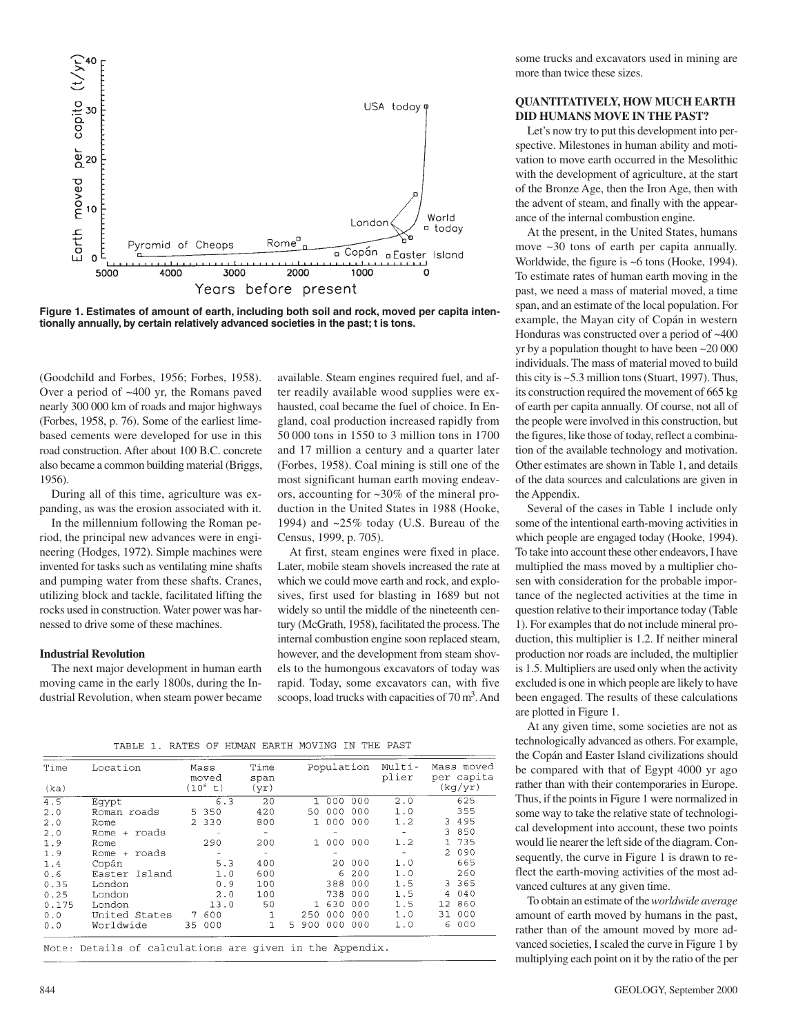Figure 1. Estimates of amount of earth, including both soil and rock, moved per capita intentionally annually, by certain relatively advanced societies in the past; t is tons.

(Goodchild and Forbes, 1956; Forbes, 1958). Over a period of ~400 yr, the Romans paved nearly 300 000 km of roads and major highways (Forbes, 1958, p. 76). Some of the earliest lime-based cements were developed for use in this road construction. After about 100 B.C. concrete also became a common building material (Briggs, 1956).

During all of this time, agriculture was expanding, as was the erosion associated with it.

In the millennium following the Roman period, the principal new advances were in engineering (Hodges, 1972). Simple machines were invented for tasks such as ventilating mine shafts and pumping water from these shafts. Cranes, utilizing block and tackle, facilitated lifting the rocks used in construction. Water power was harnessed to drive some of these machines.

### Industrial Revolution

The next major development in human earth moving came in the early 1800s, during the Industrial Revolution, when steam power became available. Steam engines required fuel, and after readily available wood supplies were exhausted, coal became the fuel of choice. In England, coal production increased rapidly from 50 000 tons in 1550 to 3 million tons in 1700 and 17 million a century and a quarter later (Forbes, 1958). Coal mining is still one of the most significant human earth moving endeavors, accounting for ~30% of the mineral production in the United States in 1988 (Hooke, 1994) and ~25% today (U.S. Bureau of the Census, 1999, p. 705).

At first, steam engines were fixed in place. Later, mobile steam shovels increased the rate at which we could move earth and rock, and explosives, first used for blasting in 1689 but not widely so until the middle of the nineteenth century (McGrath, 1958), facilitated the process. The internal combustion engine soon replaced steam, however, and the development from steam shovels to the humongous excavators of today was rapid. Today, some excavators can, with five scoops, load trucks with capacities of 70 m$^3$. And some trucks and excavators used in mining are more than twice these sizes.

## QUANTITATIVELY, HOW MUCH EARTH DID HUMANS MOVE IN THE PAST?

Let's now try to put this development into perspective. Milestones in human ability and motivation to move earth occurred in the Mesolithic with the development of agriculture, at the start of the Bronze Age, then the Iron Age, then with the advent of steam, and finally with the appearance of the internal combustion engine.

At the present, in the United States, humans move ~30 tons of earth per capita annually. Worldwide, the figure is ~6 tons (Hooke, 1994). To estimate rates of human earth moving in the past, we need a mass of material moved, a time span, and an estimate of the local population. For example, the Mayan city of Copán in western Honduras was constructed over a period of ~400 yr by a population thought to have been ~20 000 individuals. The mass of material moved to build this city is ~5.3 million tons (Stuart, 1997). Thus, its construction required the movement of 665 kg of earth per capita annually. Of course, not all of the people were involved in this construction, but the figures, like those of today, reflect a combination of the available technology and motivation. Other estimates are shown in Table 1, and details of the data sources and calculations are given in the Appendix.

Several of the cases in Table 1 include only some of the intentional earth-moving activities in which people are engaged today (Hooke, 1994). To take into account these other endeavors, I have multiplied the mass moved by a multiplier chosen with consideration for the probable importance of the neglected activities at the time in question relative to their importance today (Table 1). For examples that do not include mineral production, this multiplier is 1.2. If neither mineral production nor roads are included, the multiplier is 1.5. Multipliers are used only when the activity excluded is one in which people are likely to have been engaged. The results of these calculations are plotted in Figure 1.

At any given time, some societies are not as technologically advanced as others. For example, the Copán and Easter Island civilizations should be compared with that of Egypt 4000 yr ago rather than with their contemporaries in Europe. Thus, if the points in Figure 1 were normalized in some way to take the relative state of technological development into account, these two points would lie nearer the left side of the diagram. Consequently, the curve in Figure 1 is drawn to reflect the earth-moving activities of the most advanced cultures at any given time.

To obtain an estimate of the *worldwide average* amount of earth moved by humans in the past, rather than of the amount moved by more advanced societies, I scaled the curve in Figure 1 by multiplying each point on it by the ratio of the per

TABLE 1. RATES OF HUMAN EARTH MOVING IN THE PAST

| Time (ka) | Location | Mass moved ($10^6$ t) | Time span (yr) | Population | Multiplier | Mass moved per capita (kg/yr) |
|---|---|---|---|---|---|---|
| 4.5 | Egypt | 6.3 | 20 | 1 000 000 | 2.0 | 625 |
| 2.0 | Roman roads | 5 350 | 420 | 50 000 000 | 1.0 | 355 |
| 2.0 | Rome | 2 330 | 800 | 1 000 000 | 1.2 | 3 495 |
| 2.0 | Rome + roads | – | – | – | – | 3 850 |
| 1.9 | Rome | 290 | 200 | 1 000 000 | 1.2 | 1 735 |
| 1.9 | Rome + roads | – | – | – | – | 2 090 |
| 1.4 | Copán | 5.3 | 400 | 20 000 | 1.0 | 665 |
| 0.6 | Easter Island | 1.0 | 600 | 6 200 | 1.0 | 260 |
| 0.35 | London | 0.9 | 100 | 388 000 | 1.5 | 3 365 |
| 0.25 | London | 2.0 | 100 | 738 000 | 1.5 | 4 040 |
| 0.175 | London | 13.0 | 50 | 1 630 000 | 1.5 | 12 860 |
| 0.0 | United States | 7 600 | 1 | 250 000 000 | 1.0 | 31 000 |
| 0.0 | Worldwide | 35 000 | 1 | 5 900 000 000 | 1.0 | 6 000 |

Note: Details of calculations are given in the Appendix.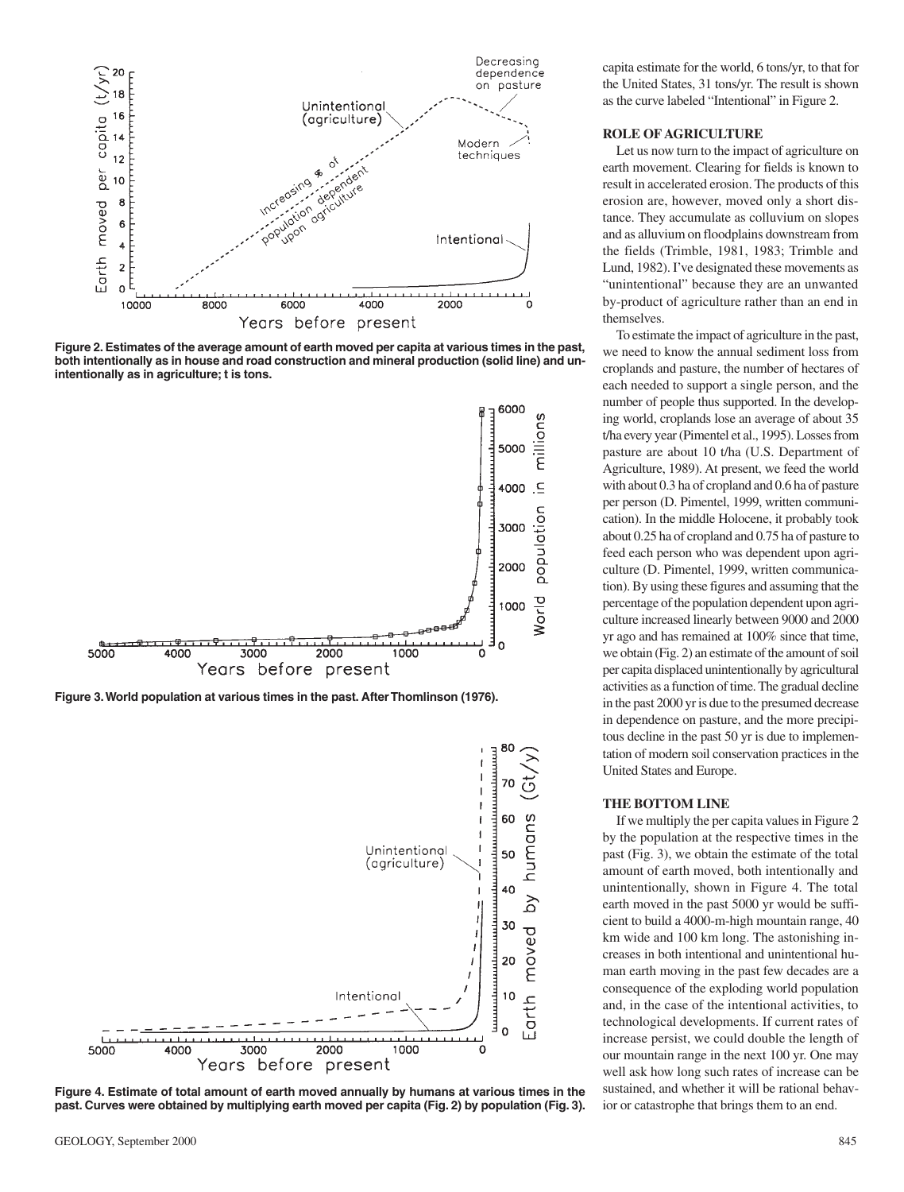Figure 2. Estimates of the average amount of earth moved per capita at various times in the past, both intentionally as in house and road construction and mineral production (solid line) and unintentionally as in agriculture; t is tons.

Figure 3. World population at various times in the past. After Thomlinson (1976).

Figure 4. Estimate of total amount of earth moved annually by humans at various times in the past. Curves were obtained by multiplying earth moved per capita (Fig. 2) by population (Fig. 3).

capita estimate for the world, 6 tons/yr, to that for the United States, 31 tons/yr. The result is shown as the curve labeled "Intentional" in Figure 2.

## ROLE OF AGRICULTURE

Let us now turn to the impact of agriculture on earth movement. Clearing for fields is known to result in accelerated erosion. The products of this erosion are, however, moved only a short distance. They accumulate as colluvium on slopes and as alluvium on floodplains downstream from the fields (Trimble, 1981, 1983; Trimble and Lund, 1982). I've designated these movements as "unintentional" because they are an unwanted by-product of agriculture rather than an end in themselves.

To estimate the impact of agriculture in the past, we need to know the annual sediment loss from croplands and pasture, the number of hectares of each needed to support a single person, and the number of people thus supported. In the developing world, croplands lose an average of about 35 t/ha every year (Pimentel et al., 1995). Losses from pasture are about 10 t/ha (U.S. Department of Agriculture, 1989). At present, we feed the world with about 0.3 ha of cropland and 0.6 ha of pasture per person (D. Pimentel, 1999, written communication). In the middle Holocene, it probably took about 0.25 ha of cropland and 0.75 ha of pasture to feed each person who was dependent upon agriculture (D. Pimentel, 1999, written communication). By using these figures and assuming that the percentage of the population dependent upon agriculture increased linearly between 9000 and 2000 yr ago and has remained at 100% since that time, we obtain (Fig. 2) an estimate of the amount of soil per capita displaced unintentionally by agricultural activities as a function of time. The gradual decline in the past 2000 yr is due to the presumed decrease in dependence on pasture, and the more precipitous decline in the past 50 yr is due to implementation of modern soil conservation practices in the United States and Europe.

## THE BOTTOM LINE

If we multiply the per capita values in Figure 2 by the population at the respective times in the past (Fig. 3), we obtain the estimate of the total amount of earth moved, both intentionally and unintentionally, shown in Figure 4. The total earth moved in the past 5000 yr would be sufficient to build a 4000-m-high mountain range, 40 km wide and 100 km long. The astonishing increases in both intentional and unintentional human earth moving in the past few decades are a consequence of the exploding world population and, in the case of the intentional activities, to technological developments. If current rates of increase persist, we could double the length of our mountain range in the next 100 yr. One may well ask how long such rates of increase can be sustained, and whether it will be rational behavior or catastrophe that brings them to an end.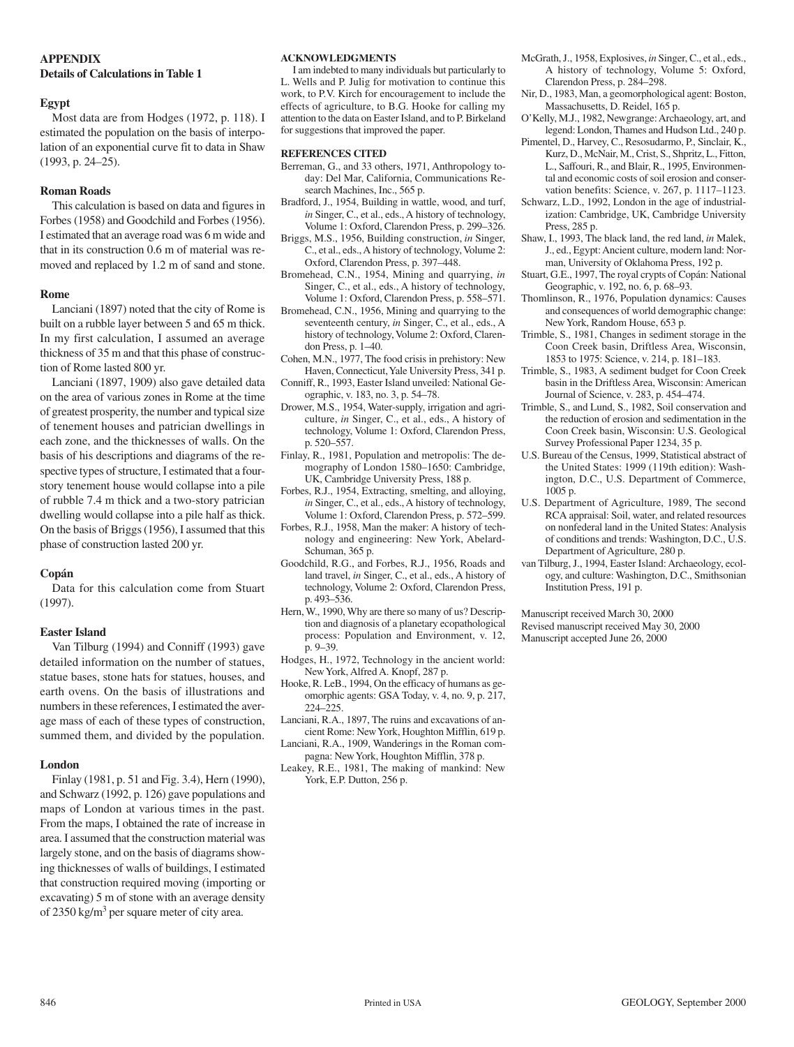## APPENDIX

### Details of Calculations in Table 1

#### Egypt

Most data are from Hodges (1972, p. 118). I estimated the population on the basis of interpolation of an exponential curve fit to data in Shaw (1993, p. 24–25).

#### Roman Roads

This calculation is based on data and figures in Forbes (1958) and Goodchild and Forbes (1956). I estimated that an average road was 6 m wide and that in its construction 0.6 m of material was removed and replaced by 1.2 m of sand and stone.

#### Rome

Lanciani (1897) noted that the city of Rome is built on a rubble layer between 5 and 65 m thick. In my first calculation, I assumed an average thickness of 35 m and that this phase of construction of Rome lasted 800 yr.

Lanciani (1897, 1909) also gave detailed data on the area of various zones in Rome at the time of greatest prosperity, the number and typical size of tenement houses and patrician dwellings in each zone, and the thicknesses of walls. On the basis of his descriptions and diagrams of the respective types of structure, I estimated that a four-story tenement house would collapse into a pile of rubble 7.4 m thick and a two-story patrician dwelling would collapse into a pile half as thick. On the basis of Briggs (1956), I assumed that this phase of construction lasted 200 yr.

#### Copán

Data for this calculation come from Stuart (1997).

#### Easter Island

Van Tilburg (1994) and Conniff (1993) gave detailed information on the number of statues, statue bases, stone hats for statues, houses, and earth ovens. On the basis of illustrations and numbers in these references, I estimated the average mass of each of these types of construction, summed them, and divided by the population.

#### London

Finlay (1981, p. 51 and Fig. 3.4), Hern (1990), and Schwarz (1992, p. 126) gave populations and maps of London at various times in the past. From the maps, I obtained the rate of increase in area. I assumed that the construction material was largely stone, and on the basis of diagrams showing thicknesses of walls of buildings, I estimated that construction required moving (importing or excavating) 5 m of stone with an average density of 2350 kg/m$^3$ per square meter of city area.

## ACKNOWLEDGMENTS

I am indebted to many individuals but particularly to L. Wells and P. Julig for motivation to continue this work, to P.V. Kirch for encouragement to include the effects of agriculture, to B.G. Hooke for calling my attention to the data on Easter Island, and to P. Birkeland for suggestions that improved the paper.

## REFERENCES CITED

Berreman, G., and 33 others, 1971, Anthropology today: Del Mar, California, Communications Research Machines, Inc., 565 p.

Bradford, J., 1954, Building in wattle, wood, and turf, *in* Singer, C., et al., eds., A history of technology, Volume 1: Oxford, Clarendon Press, p. 299–326.

Briggs, M.S., 1956, Building construction, *in* Singer, C., et al., eds., A history of technology, Volume 2: Oxford, Clarendon Press, p. 397–448.

Bromehead, C.N., 1954, Mining and quarrying, *in* Singer, C., et al., eds., A history of technology, Volume 1: Oxford, Clarendon Press, p. 558–571.

Bromehead, C.N., 1956, Mining and quarrying to the seventeenth century, *in* Singer, C., et al., eds., A history of technology, Volume 2: Oxford, Clarendon Press, p. 1–40.

Cohen, M.N., 1977, The food crisis in prehistory: New Haven, Connecticut, Yale University Press, 341 p.

Conniff, R., 1993, Easter Island unveiled: National Geographic, v. 183, no. 3, p. 54–78.

Drower, M.S., 1954, Water-supply, irrigation and agriculture, *in* Singer, C., et al., eds., A history of technology, Volume 1: Oxford, Clarendon Press, p. 520–557.

Finlay, R., 1981, Population and metropolis: The demography of London 1580–1650: Cambridge, UK, Cambridge University Press, 188 p.

Forbes, R.J., 1954, Extracting, smelting, and alloying, *in* Singer, C., et al., eds., A history of technology, Volume 1: Oxford, Clarendon Press, p. 572–599.

Forbes, R.J., 1958, Man the maker: A history of technology and engineering: New York, Abelard-Schuman, 365 p.

Goodchild, R.G., and Forbes, R.J., 1956, Roads and land travel, *in* Singer, C., et al., eds., A history of technology, Volume 2: Oxford, Clarendon Press, p. 493–536.

Hern, W., 1990, Why are there so many of us? Description and diagnosis of a planetary ecopathological process: Population and Environment, v. 12, p. 9–39.

Hodges, H., 1972, Technology in the ancient world: New York, Alfred A. Knopf, 287 p.

Hooke, R. LeB., 1994, On the efficacy of humans as geomorphic agents: GSA Today, v. 4, no. 9, p. 217, 224–225.

Lanciani, R.A., 1897, The ruins and excavations of ancient Rome: New York, Houghton Mifflin, 619 p.

Lanciani, R.A., 1909, Wanderings in the Roman compagna: New York, Houghton Mifflin, 378 p.

Leakey, R.E., 1981, The making of mankind: New York, E.P. Dutton, 256 p.

McGrath, J., 1958, Explosives, *in* Singer, C., et al., eds., A history of technology, Volume 5: Oxford, Clarendon Press, p. 284–298.

Nir, D., 1983, Man, a geomorphological agent: Boston, Massachusetts, D. Reidel, 165 p.

O'Kelly, M.J., 1982, Newgrange: Archaeology, art, and legend: London, Thames and Hudson Ltd., 240 p.

Pimentel, D., Harvey, C., Resosudarmo, P., Sinclair, K., Kurz, D., McNair, M., Crist, S., Shpritz, L., Fitton, L., Saffouri, R., and Blair, R., 1995, Environmental and economic costs of soil erosion and conservation benefits: Science, v. 267, p. 1117–1123.

Schwarz, L.D., 1992, London in the age of industrialization: Cambridge, UK, Cambridge University Press, 285 p.

Shaw, I., 1993, The black land, the red land, *in* Malek, J., ed., Egypt: Ancient culture, modern land: Norman, University of Oklahoma Press, 192 p.

Stuart, G.E., 1997, The royal crypts of Copán: National Geographic, v. 192, no. 6, p. 68–93.

Thomlinson, R., 1976, Population dynamics: Causes and consequences of world demographic change: New York, Random House, 653 p.

Trimble, S., 1981, Changes in sediment storage in the Coon Creek basin, Driftless Area, Wisconsin, 1853 to 1975: Science, v. 214, p. 181–183.

Trimble, S., 1983, A sediment budget for Coon Creek basin in the Driftless Area, Wisconsin: American Journal of Science, v. 283, p. 454–474.

Trimble, S., and Lund, S., 1982, Soil conservation and the reduction of erosion and sedimentation in the Coon Creek basin, Wisconsin: U.S. Geological Survey Professional Paper 1234, 35 p.

U.S. Bureau of the Census, 1999, Statistical abstract of the United States: 1999 (119th edition): Washington, D.C., U.S. Department of Commerce, 1005 p.

U.S. Department of Agriculture, 1989, The second RCA appraisal: Soil, water, and related resources on nonfederal land in the United States: Analysis of conditions and trends: Washington, D.C., U.S. Department of Agriculture, 280 p.

van Tilburg, J., 1994, Easter Island: Archaeology, ecology, and culture: Washington, D.C., Smithsonian Institution Press, 191 p.

Manuscript received March 30, 2000
Revised manuscript received May 30, 2000
Manuscript accepted June 26, 2000